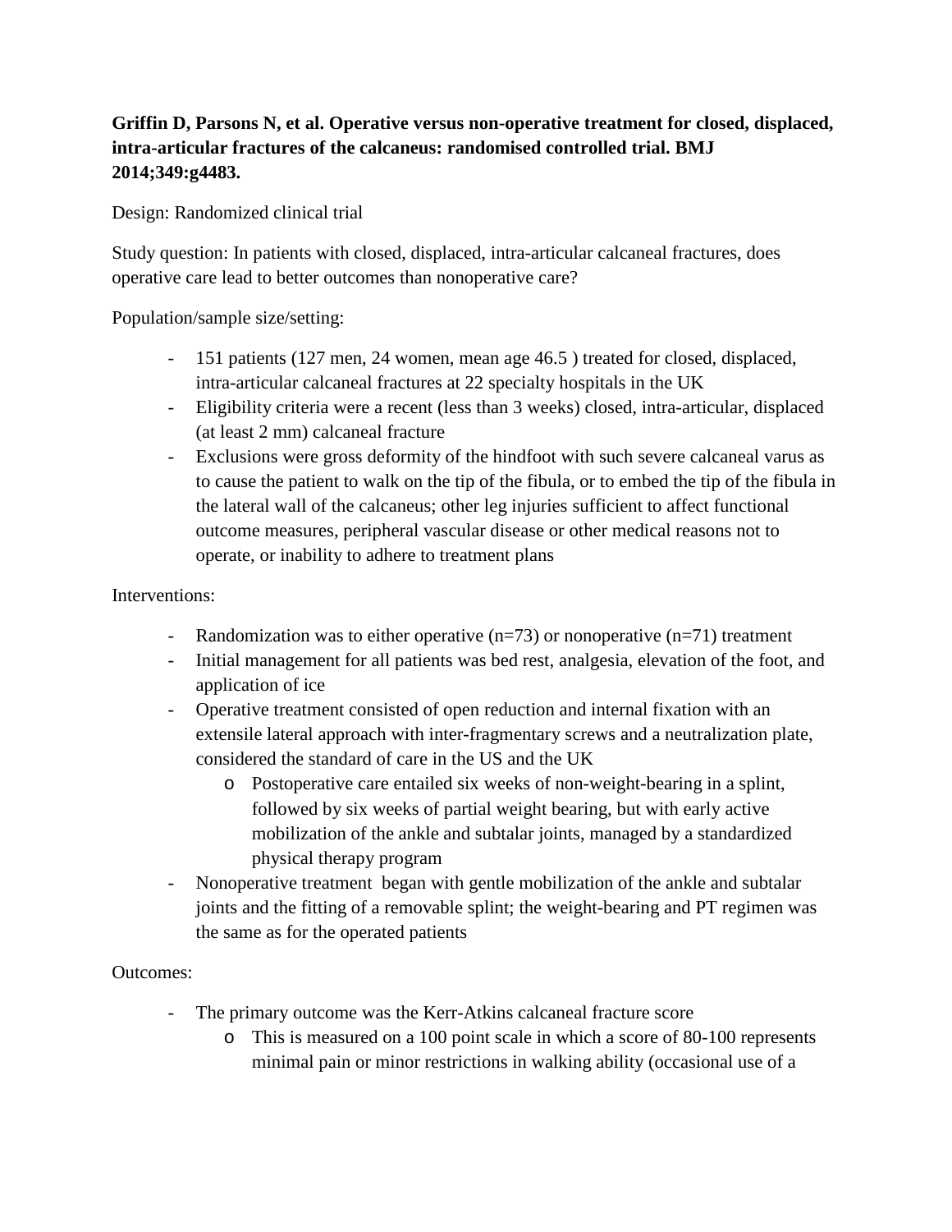**Griffin D, Parsons N, et al. Operative versus non-operative treatment for closed, displaced, intra-articular fractures of the calcaneus: randomised controlled trial. BMJ 2014;349:g4483.**

Design: Randomized clinical trial

Study question: In patients with closed, displaced, intra-articular calcaneal fractures, does operative care lead to better outcomes than nonoperative care?

Population/sample size/setting:

- 151 patients (127 men, 24 women, mean age 46.5 ) treated for closed, displaced, intra-articular calcaneal fractures at 22 specialty hospitals in the UK
- Eligibility criteria were a recent (less than 3 weeks) closed, intra-articular, displaced (at least 2 mm) calcaneal fracture
- Exclusions were gross deformity of the hindfoot with such severe calcaneal varus as to cause the patient to walk on the tip of the fibula, or to embed the tip of the fibula in the lateral wall of the calcaneus; other leg injuries sufficient to affect functional outcome measures, peripheral vascular disease or other medical reasons not to operate, or inability to adhere to treatment plans

Interventions:

- Randomization was to either operative (n=73) or nonoperative (n=71) treatment
- Initial management for all patients was bed rest, analgesia, elevation of the foot, and application of ice
- Operative treatment consisted of open reduction and internal fixation with an extensile lateral approach with inter-fragmentary screws and a neutralization plate, considered the standard of care in the US and the UK
  - Postoperative care entailed six weeks of non-weight-bearing in a splint, followed by six weeks of partial weight bearing, but with early active mobilization of the ankle and subtalar joints, managed by a standardized physical therapy program
- Nonoperative treatment began with gentle mobilization of the ankle and subtalar joints and the fitting of a removable splint; the weight-bearing and PT regimen was the same as for the operated patients

Outcomes:

- The primary outcome was the Kerr-Atkins calcaneal fracture score
  - This is measured on a 100 point scale in which a score of 80-100 represents minimal pain or minor restrictions in walking ability (occasional use of a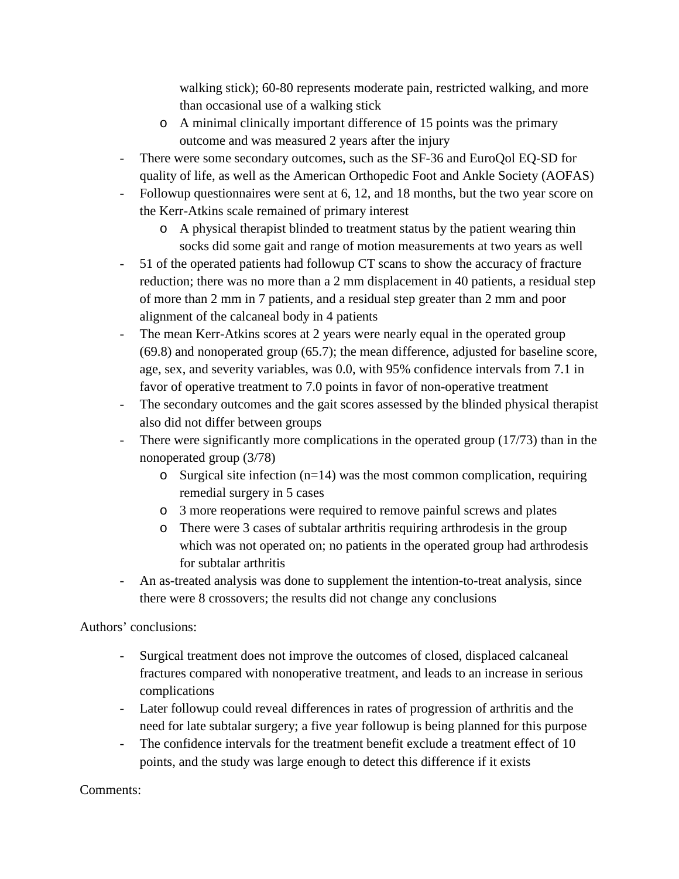walking stick); 60-80 represents moderate pain, restricted walking, and more than occasional use of a walking stick
  - A minimal clinically important difference of 15 points was the primary outcome and was measured 2 years after the injury
- There were some secondary outcomes, such as the SF-36 and EuroQol EQ-SD for quality of life, as well as the American Orthopedic Foot and Ankle Society (AOFAS)
- Followup questionnaires were sent at 6, 12, and 18 months, but the two year score on the Kerr-Atkins scale remained of primary interest
  - A physical therapist blinded to treatment status by the patient wearing thin socks did some gait and range of motion measurements at two years as well
- 51 of the operated patients had followup CT scans to show the accuracy of fracture reduction; there was no more than a 2 mm displacement in 40 patients, a residual step of more than 2 mm in 7 patients, and a residual step greater than 2 mm and poor alignment of the calcaneal body in 4 patients
- The mean Kerr-Atkins scores at 2 years were nearly equal in the operated group (69.8) and nonoperated group (65.7); the mean difference, adjusted for baseline score, age, sex, and severity variables, was 0.0, with 95% confidence intervals from 7.1 in favor of operative treatment to 7.0 points in favor of non-operative treatment
- The secondary outcomes and the gait scores assessed by the blinded physical therapist also did not differ between groups
- There were significantly more complications in the operated group (17/73) than in the nonoperated group (3/78)
  - Surgical site infection (n=14) was the most common complication, requiring remedial surgery in 5 cases
  - 3 more reoperations were required to remove painful screws and plates
  - There were 3 cases of subtalar arthritis requiring arthrodesis in the group which was not operated on; no patients in the operated group had arthrodesis for subtalar arthritis
- An as-treated analysis was done to supplement the intention-to-treat analysis, since there were 8 crossovers; the results did not change any conclusions

Authors' conclusions:

- Surgical treatment does not improve the outcomes of closed, displaced calcaneal fractures compared with nonoperative treatment, and leads to an increase in serious complications
- Later followup could reveal differences in rates of progression of arthritis and the need for late subtalar surgery; a five year followup is being planned for this purpose
- The confidence intervals for the treatment benefit exclude a treatment effect of 10 points, and the study was large enough to detect this difference if it exists

Comments: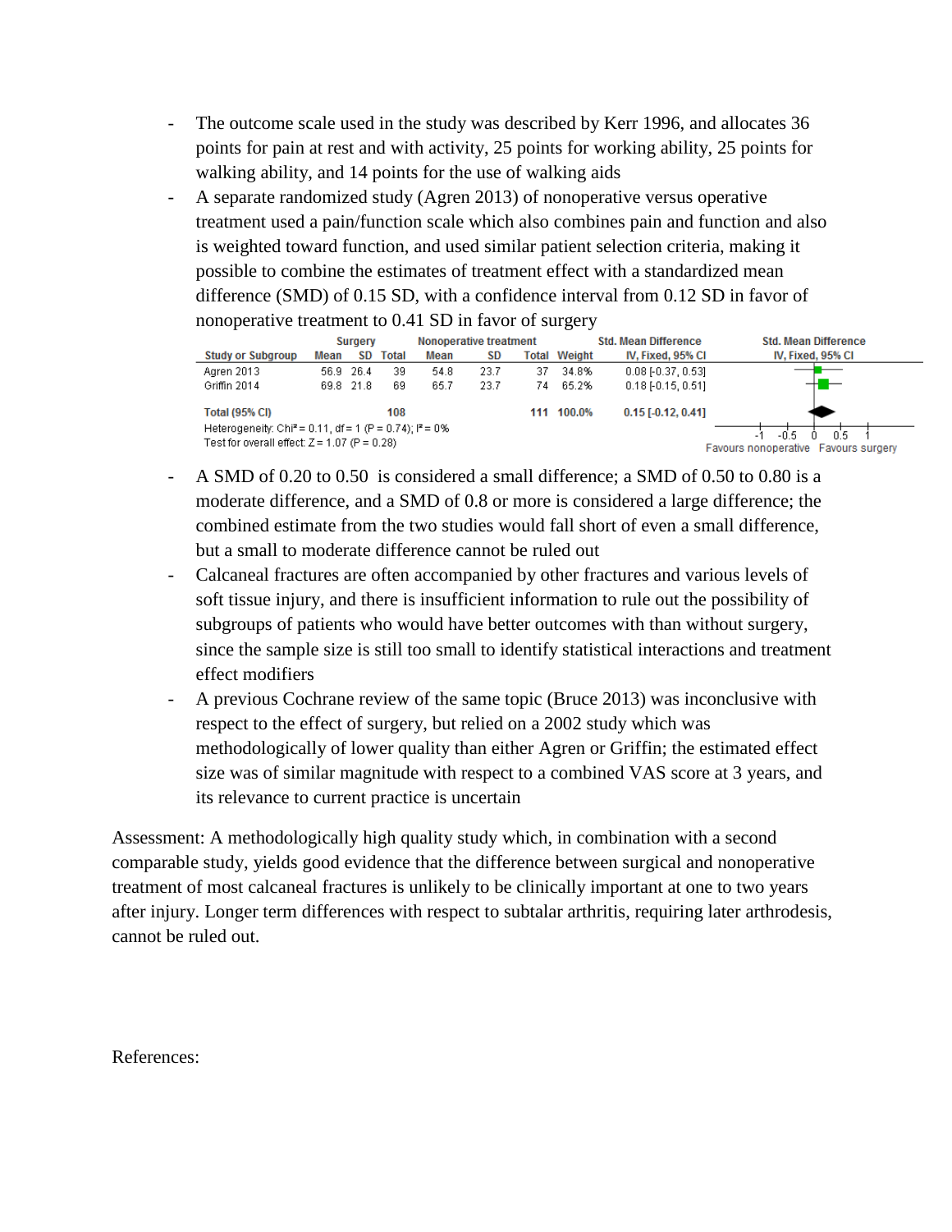- The outcome scale used in the study was described by Kerr 1996, and allocates 36 points for pain at rest and with activity, 25 points for working ability, 25 points for walking ability, and 14 points for the use of walking aids
- A separate randomized study (Agren 2013) of nonoperative versus operative treatment used a pain/function scale which also combines pain and function and also is weighted toward function, and used similar patient selection criteria, making it possible to combine the estimates of treatment effect with a standardized mean difference (SMD) of 0.15 SD, with a confidence interval from 0.12 SD in favor of nonoperative treatment to 0.41 SD in favor of surgery

| Study or Subgroup | Surgery Mean | Surgery SD | Surgery Total | Nonoperative treatment Mean | Nonoperative treatment SD | Nonoperative treatment Total | Weight | Std. Mean Difference IV, Fixed, 95% CI |
|---|---|---|---|---|---|---|---|---|
| Agren 2013 | 56.9 | 26.4 | 39 | 54.8 | 23.7 | 37 | 34.8% | 0.08 [-0.37, 0.53] |
| Griffin 2014 | 69.8 | 21.8 | 69 | 65.7 | 23.7 | 74 | 65.2% | 0.18 [-0.15, 0.51] |
| **Total (95% CI)** | | | **108** | | | **111** | **100.0%** | **0.15 [-0.12, 0.41]** |

Heterogeneity: $Chi^2 = 0.11$, $df = 1$ ($P = 0.74$); $I^2 = 0\%$
Test for overall effect: $Z = 1.07$ ($P = 0.28$)

Favours nonoperative / Favours surgery

- A SMD of 0.20 to 0.50 is considered a small difference; a SMD of 0.50 to 0.80 is a moderate difference, and a SMD of 0.8 or more is considered a large difference; the combined estimate from the two studies would fall short of even a small difference, but a small to moderate difference cannot be ruled out
- Calcaneal fractures are often accompanied by other fractures and various levels of soft tissue injury, and there is insufficient information to rule out the possibility of subgroups of patients who would have better outcomes with than without surgery, since the sample size is still too small to identify statistical interactions and treatment effect modifiers
- A previous Cochrane review of the same topic (Bruce 2013) was inconclusive with respect to the effect of surgery, but relied on a 2002 study which was methodologically of lower quality than either Agren or Griffin; the estimated effect size was of similar magnitude with respect to a combined VAS score at 3 years, and its relevance to current practice is uncertain

Assessment: A methodologically high quality study which, in combination with a second comparable study, yields good evidence that the difference between surgical and nonoperative treatment of most calcaneal fractures is unlikely to be clinically important at one to two years after injury. Longer term differences with respect to subtalar arthritis, requiring later arthrodesis, cannot be ruled out.

References: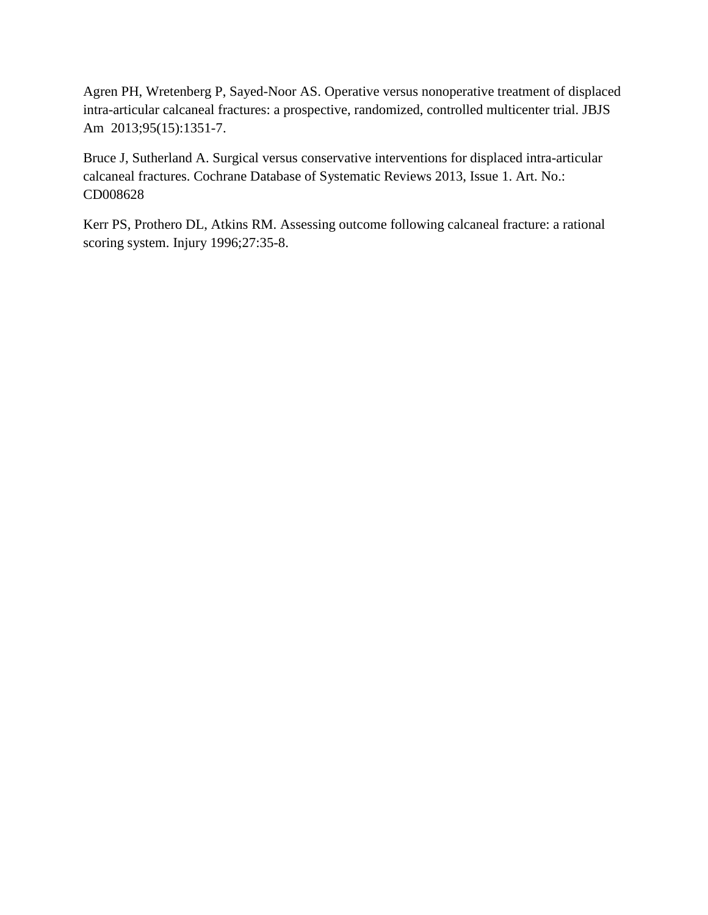Agren PH, Wretenberg P, Sayed-Noor AS. Operative versus nonoperative treatment of displaced intra-articular calcaneal fractures: a prospective, randomized, controlled multicenter trial. JBJS Am 2013;95(15):1351-7.

Bruce J, Sutherland A. Surgical versus conservative interventions for displaced intra-articular calcaneal fractures. Cochrane Database of Systematic Reviews 2013, Issue 1. Art. No.: CD008628

Kerr PS, Prothero DL, Atkins RM. Assessing outcome following calcaneal fracture: a rational scoring system. Injury 1996;27:35-8.